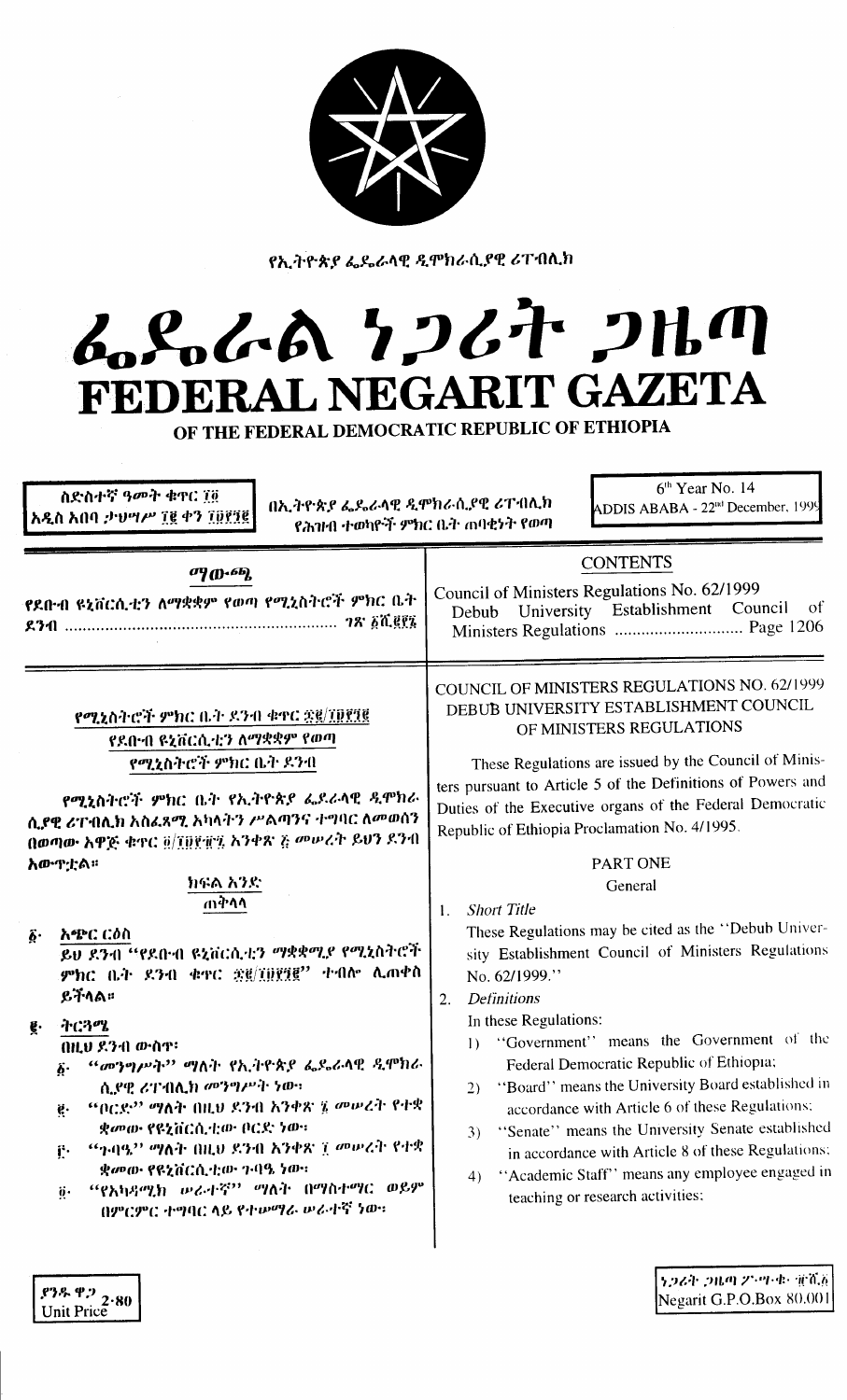የኢትዮጵያ ፌዴራላዊ ዲሞክራሲያዊ ሪፐብሊክ

# ፌዴራል ነጋሪት ጋዜጣ
# FEDERAL NEGARIT GAZETA
## OF THE FEDERAL DEMOCRATIC REPUBLIC OF ETHIOPIA

ስድስተኛ ዓመት ቁጥር ፲፬
አዲስ አበባ ታህሣሥ ፲፪ ቀን ፲፱፻፺፪

በኢትዮጵያ ፌዴራላዊ ዲሞክራሲያዊ ሪፐብሊክ
የሕዝብ ተወካዮች ምክር ቤት ጠባቂነት የወጣ

6th Year No. 14
ADDIS ABABA - 22nd December, 1999

**ማውጫ**

የደቡብ ዩኒቨርሲቲን ለማቋቋም የወጣ የሚኒስትሮች ምክር ቤት ደንብ ........................................ ገጽ ፩ሺ፪፻፮

**CONTENTS**

Council of Ministers Regulations No. 62/1999
Debub University Establishment Council of Ministers Regulations ............................ Page 1206

**የሚኒስትሮች ምክር ቤት ደንብ ቁጥር ፷፪/፲፱፻፺፪**
**የደቡብ ዩኒቨርሲቲን ለማቋቋም የወጣ**
**የሚኒስትሮች ምክር ቤት ደንብ**

የሚኒስትሮች ምክር ቤት የኢትዮጵያ ፌዴራላዊ ዲሞክራሲያዊ ሪፐብሊክ አስፈጻሚ አካላትን ሥልጣንና ተግባር ለመወሰን በወጣው አዋጅ ቁጥር ፬/፲፱፻፹፯ አንቀጽ ፭ መሠረት ይህን ደንብ አውጥቷል።

**ክፍል አንድ**
**ጠቅላላ**

፩· **አጭር ርዕስ**

ይህ ደንብ "የደቡብ ዩኒቨርሲቲን ማቋቋሚያ የሚኒስትሮች ምክር ቤት ደንብ ቁጥር ፷፪/፲፱፻፺፪" ተብሎ ሊጠቀስ ይችላል።

፪· **ትርጓሜ**

በዚህ ደንብ ውስጥ፣

፩· "መንግሥት" ማለት የኢትዮጵያ ፌዴራላዊ ዲሞክራሲያዊ ሪፐብሊክ መንግሥት ነው፣

፪· "ቦርድ" ማለት በዚህ ደንብ አንቀጽ ፮ መሠረት የተቋቋመው የዩኒቨርሲቲው ቦርድ ነው፣

፫· "ሴኔት" ማለት በዚህ ደንብ አንቀጽ ፰ መሠረት የተቋቋመው የዩኒቨርሲቲው ሴኔት ነው፣

፬· "የአካዳሚክ ሠራተኛ" ማለት በማስተማር ወይም በምርምር ተግባር ላይ የተሠማራ ሠራተኛ ነው፣

**COUNCIL OF MINISTERS REGULATIONS NO. 62/1999**
**DEBUB UNIVERSITY ESTABLISHMENT COUNCIL OF MINISTERS REGULATIONS**

These Regulations are issued by the Council of Ministers pursuant to Article 5 of the Definitions of Powers and Duties of the Executive organs of the Federal Democratic Republic of Ethiopia Proclamation No. 4/1995.

**PART ONE**
**General**

1. *Short Title*

These Regulations may be cited as the "Debub University Establishment Council of Ministers Regulations No. 62/1999."

2. *Definitions*

In these Regulations:

1) "Government" means the Government of the Federal Democratic Republic of Ethiopia;
2) "Board" means the University Board established in accordance with Article 6 of these Regulations;
3) "Senate" means the University Senate established in accordance with Article 8 of these Regulations;
4) "Academic Staff" means any employee engaged in teaching or research activities;

ያንዱ ዋጋ 2·80
Unit Price

ነጋሪት ጋዜጣ ፖ·ሣ·ቁ· ፹ሺ፩
Negarit G.P.O.Box 80,001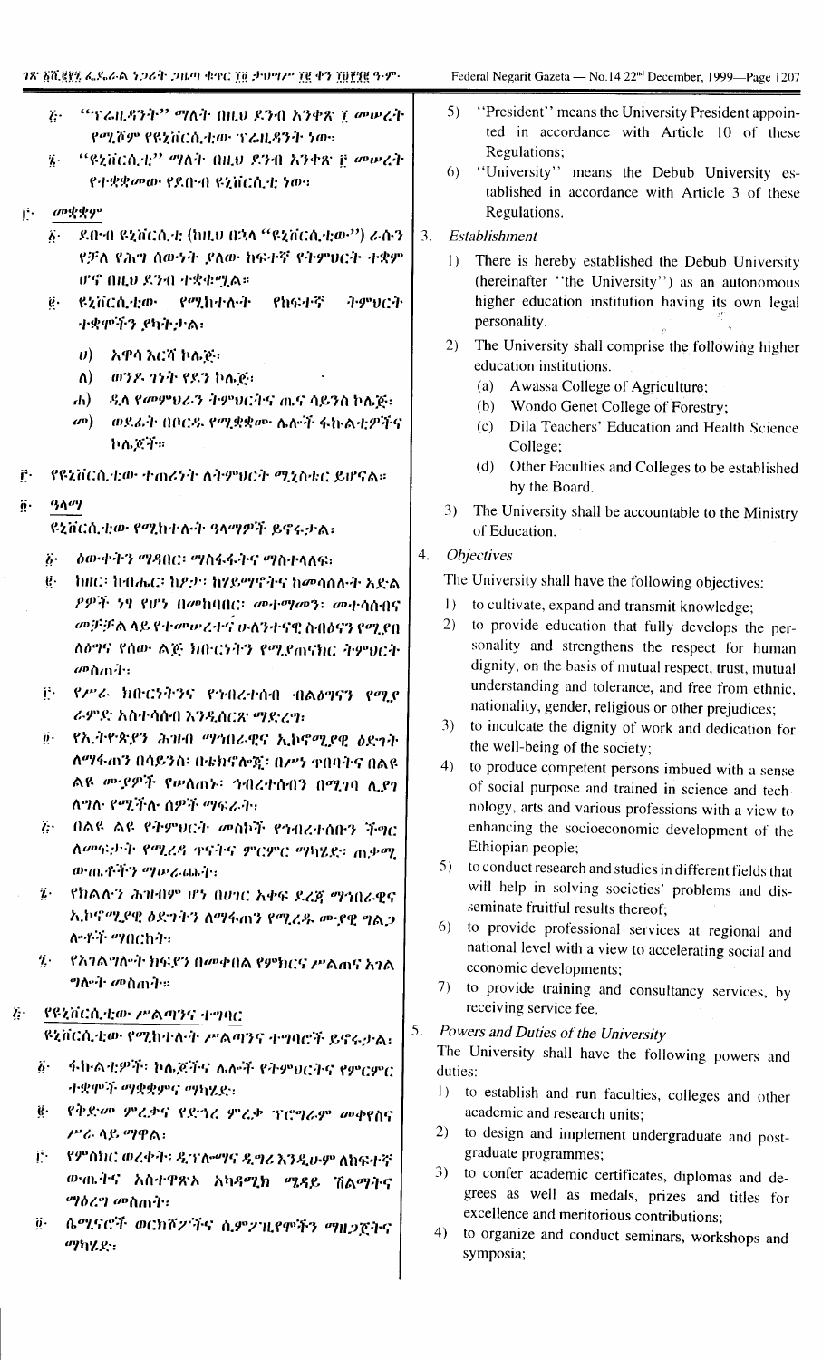፩· "ፕሬዚዳንት" ማለት በዚህ ደንብ አንቀጽ ፲ መሠረት የሚሾም የዩኒቨርሲቲው ፕሬዚዳንት ነው፡

፮· "ዩኒቨርሲቲ" ማለት በዚህ ደንብ አንቀጽ ፫ መሠረት የተቋቋመው የደቡብ ዩኒቨርሲቲ ነው፡

፫· መቋቋም

፩· ደቡብ ዩኒቨርሲቲ (ከዚህ በኋላ "ዩኒቨርሲቲው") ራሱን የቻለ የሕግ ሰውነት ያለው ከፍተኛ የትምህርት ተቋም ሆኖ በዚህ ደንብ ተቋቁሟል።

፪· ዩኒቨርሲቲው የሚከተሉት የከፍተኛ ትምህርት ተቋሞችን ያካትታል፡

ሀ) አዋሳ እርሻ ኮሌጅ፡

ለ) ወንዶ ገነት የደን ኮሌጅ፡

ሐ) ዲላ የመምህራን ትምህርትና ጤና ሳይንስ ኮሌጅ፡

መ) ወደፊት በቦርዱ የሚቋቋሙ ሌሎች ፋኩልቲዎችና ኮሌጆች።

፫· የዩኒቨርሲቲው ተጠሪነት ለትምህርት ሚኒስቴር ይሆናል።

፬· ዓላማ

ዩኒቨርሲቲው የሚከተሉት ዓላማዎች ይኖሩታል፡

፩· ዕውቀትን ማዳበር፡ ማስፋፋትና ማስተላለፍ፡

፪· ከዘር፡ ከብሔር፡ ከፆታ፡ ከሃይማኖትና ከመሳሰሉት አድል ዖዎች ነፃ የሆነ በመከባበር፡ መተማመን፡ መተሳሰብና መቻቻል ላይ የተመሠረተና ሁለንተናዊ ስብዕናን የሚያበ ለፅግና የሰው ልጅ ክብርንትን የሚያጠናክር ትምህርት መስጠት፡

፫· የሥራ ክቡርነትንና የኅብረተሰብ ብልፅግናን የሚያ ራምድ አስተሳሰብ እንዲሰርጽ ማድረግ፡

፬· የኢትዮጵያን ሕዝብ ማኅበራዊና ኢኮኖሚያዊ ዕድገት ለማፋጠን በሳይንስ፡ በቴክኖሎጂ፡ በሥነ ጥበባትና በልዩ ልዩ ሙያዎች የሠለጠኑ፡ ኅብረተሰብን በሚገባ ሊያገ ለግሉ የሚችሉ ሰዎች ማፍራት፡

፭· በልዩ ልዩ የትምህርት መስኮች የኅብረተሰቡን ችግር ለመፍታት የሚረዳ ጥናትና ምርምር ማካሄድ፡ ጠቃሚ ውጤቶችን ማሠራጨት፡

፮· የክልሉን ሕዝብም ሆነ በሀገር አቀፍ ደረጃ ማኅበራዊና ኢኮኖሚያዊ ዕድገትን ለማፋጠን የሚረዱ ሙያዊ ግልጋ ሎቶች ማበርከት፡

፯· የአገልግሎት ክፍያን በመቀበል የምክርና ሥልጠና አገል ግሎት መስጠት።

፭· የዩኒቨርሲቲው ሥልጣንና ተግባር

ዩኒቨርሲቲው የሚከተሉት ሥልጣንና ተግባሮች ይኖሩታል፡

፩· ፋኩልቲዎች፡ ኮሌጆችና ሌሎች የትምህርትና የምርምር ተቋሞች ማቋቋምና ማካሄድ፡

፪· የቅድመ ምረቃና የድኅረ ምረቃ ፕሮግራም መቀየስና ሥራ ላይ ማዋል፡

፫· የምስክር ወረቀት፡ ዲፕሎማና ዲግሪ እንዲሁም ለከፍተኛ ውጤትና አስተዋጽኦ አካዳሚክ ሜዳይ ሽልማትና ማዕረግ መስጠት፡

፬· ሴሚናሮች ወርክሾፖችና ሲምፖዚየሞችን ማዘጋጀትና ማካሄድ፡

5) "President" means the University President appointed in accordance with Article 10 of these Regulations;

6) "University" means the Debub University established in accordance with Article 3 of these Regulations.

3. *Establishment*

1) There is hereby established the Debub University (hereinafter "the University") as an autonomous higher education institution having its own legal personality.

2) The University shall comprise the following higher education institutions.

(a) Awassa College of Agriculture;

(b) Wondo Genet College of Forestry;

(c) Dila Teachers' Education and Health Science College;

(d) Other Faculties and Colleges to be established by the Board.

3) The University shall be accountable to the Ministry of Education.

4. *Objectives*

The University shall have the following objectives:

1) to cultivate, expand and transmit knowledge;

2) to provide education that fully develops the personality and strengthens the respect for human dignity, on the basis of mutual respect, trust, mutual understanding and tolerance, and free from ethnic, nationality, gender, religious or other prejudices;

3) to inculcate the dignity of work and dedication for the well-being of the society;

4) to produce competent persons imbued with a sense of social purpose and trained in science and technology, arts and various professions with a view to enhancing the socioeconomic development of the Ethiopian people;

5) to conduct research and studies in different fields that will help in solving societies' problems and disseminate fruitful results thereof;

6) to provide professional services at regional and national level with a view to accelerating social and economic developments;

7) to provide training and consultancy services, by receiving service fee.

5. *Powers and Duties of the University*

The University shall have the following powers and duties:

1) to establish and run faculties, colleges and other academic and research units;

2) to design and implement undergraduate and postgraduate programmes;

3) to confer academic certificates, diplomas and degrees as well as medals, prizes and titles for excellence and meritorious contributions;

4) to organize and conduct seminars, workshops and symposia;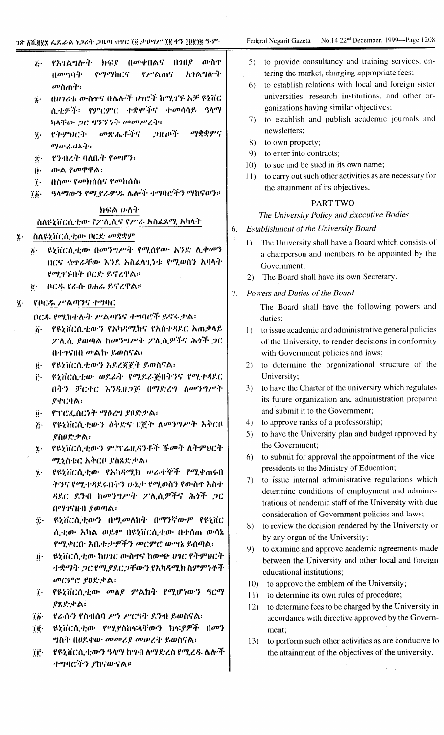፭· የአገልግሎት ክፍያ በመቀበልና በገበያ ውስጥ በመግባት የማማከርና የሥልጠና አገልግሎት መስጠት፣

፮· በሀገሪቱ ውስጥና በሌሎች ሀገሮች ከሚገኙ እኅት ዩኒቨርሲቲዎች፣ የምርምር ተቋሞችና ተመሳሳይ ዓላማ ካላቸው ጋር ግንኙነት መመሥረት፣

፯· የትምህርት መጽሔቶችና ጋዜጦች ማቋቋምና ማሠራጨት፣

፰· የንብረት ባለቤት የመሆን፣

፱· ውል የመዋዋል፣

፲· በስሙ የመክሰስና የመከሰስ፣

፲፩· ዓላማውን የሚያራምዱ ሌሎች ተግባሮችን ማከናወን።

## ክፍል ሁለት

### ስለዩኒቨርሲቲው የፖሊሲና የሥራ አስፈጻሚ አካላት

፮· ስለዩኒቨርሲቲው ቦርድ መቋቋም

፩· ዩኒቨርሲቲው በመንግሥት የሚሰየሙ አንድ ሊቀመንበርና ቁጥራቸው እንደ አስፈላጊነቱ የሚወሰን አባላት የሚገኙበት ቦርድ ይኖረዋል።

፪· ቦርዱ የራሱ ፀሐፊ ይኖረዋል።

፯· የቦርዱ ሥልጣንና ተግባር

ቦርዱ የሚከተሉት ሥልጣንና ተግባሮች ይኖሩታል፣

፩· የዩኒቨርሲቲውን የአካዳሚክና የአስተዳደር አጠቃላይ ፖሊሲ ያወጣል ከመንግሥት ፖሊሲዎችና ሕጎች ጋር በተገናዘበ መልኩ ይወስናል፣

፪· የዩኒቨርሲቲውን አደረጃጀት ይወስናል፣

፫· ዩኒቨርሲቲው ወደፊት የሚደራጅበትንና የሚተዳደርበትን ቻርተር እንዲዘጋጅ በማድረግ ለመንግሥት ያቀርባል፣

፬· የፕሮፌሰርነት ማዕረግ ያፀድቃል፣

፭· የዩኒቨርሲቲውን ዕቅድና በጀት ለመንግሥት አቅርቦ ያስፀድቃል፣

፮· የዩኒቨርሲቲውን ም/ፕሬዚዳንቶች ሹመት ለትምህርት ሚኒስቴር አቅርቦ ያስጸድቃል፣

፯· የዩኒቨርሲቲው የአካዳሚክ ሠራተኞች የሚቀጠሩበትንና የሚተዳደሩበትን ሁኔታ የሚወስን የውስጥ አስተዳደር ደንብ ከመንግሥት ፖሊሲዎችና ሕጎች ጋር በማገናዘብ ያወጣል፣

፰· ዩኒቨርሲቲውን በሚመለከት በማንኛውም የዩኒቨርሲቲው አካል ወይም በዩኒቨርሲቲው በተሰጠ ውሳኔ የሚቀርቡ አቤቱታዎችን መርምሮ ውሳኔ ይሰጣል፣

፱· ዩኒቨርሲቲው ከሀገር ውስጥና ከውጭ ሀገር የትምህርት ተቋማት ጋር የሚያደርጋቸውን የአካዳሚክ ስምምነቶች መርምሮ ያፀድቃል፣

፲· የዩኒቨርሲቲው መለያ ምልክት የሚሆነውን ዓርማ ያጸድቃል፣

፲፩· የራሱን የስብሰባ ሥነ ሥርዓት ደንብ ይወስናል፣

፲፪· ዩኒቨርሲቲው የሚያስከፍላቸውን ክፍያዎች በመንግሥት በፀደቀው መመሪያ መሠረት ይወስናል፣

፲፫· የዩኒቨርሲቲውን ዓላማ ከግብ ለማድረስ የሚረዱ ሌሎች ተግባሮችን ያከናውናል።

5) to provide consultancy and training services, entering the market, charging appropriate fees;

6) to establish relations with local and foreign sister universities, research institutions, and other organizations having similar objectives;

7) to establish and publish academic journals and newsletters;

8) to own property;

9) to enter into contracts;

10) to sue and be sued in its own name;

11) to carry out such other activities as are necessary for the attainment of its objectives.

## PART TWO

### *The University Policy and Executive Bodies*

6. *Establishment of the University Board*

1) The University shall have a Board which consists of a chairperson and members to be appointed by the Government;

2) The Board shall have its own Secretary.

7. *Powers and Duties of the Board*

The Board shall have the following powers and duties:

1) to issue academic and administrative general policies of the University, to render decisions in conformity with Government policies and laws;

2) to determine the organizational structure of the University;

3) to have the Charter of the university which regulates its future organization and administration prepared and submit it to the Government;

4) to approve ranks of a professorship;

5) to have the University plan and budget approved by the Government;

6) to submit for approval the appointment of the vice-presidents to the Ministry of Education;

7) to issue internal administrative regulations which determine conditions of employment and administrations of academic staff of the University with due consideration of Government policies and laws;

8) to review the decision rendered by the University or by any organ of the University;

9) to examine and approve academic agreements made between the University and other local and foreign educational institutions;

10) to approve the emblem of the University;

11) to determine its own rules of procedure;

12) to determine fees to be charged by the University in accordance with directive approved by the Government;

13) to perform such other activities as are conducive to the attainment of the objectives of the university.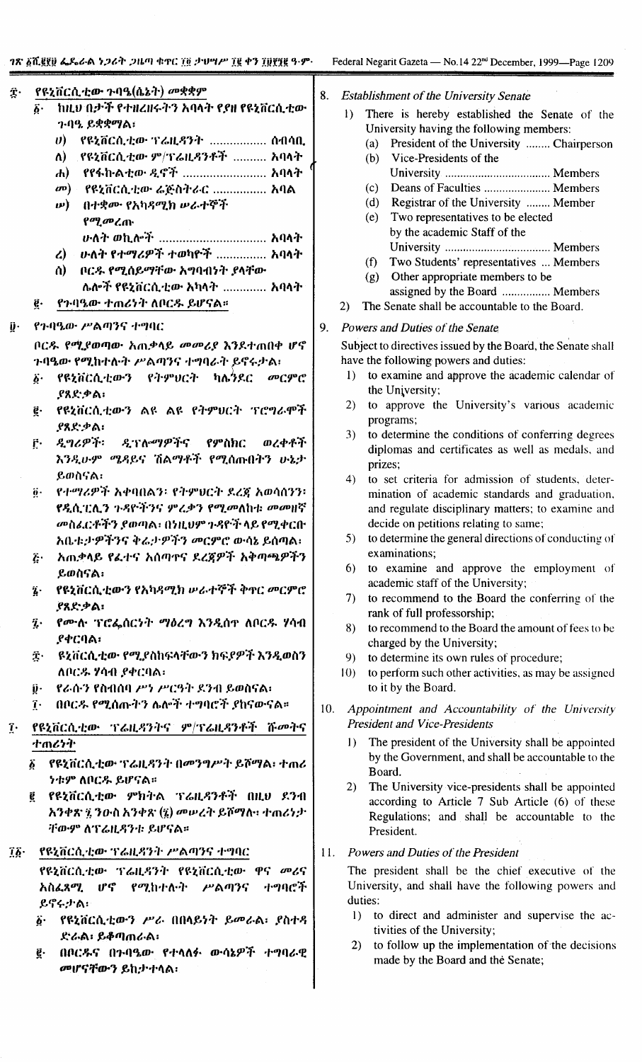፰· የዩኒቨርሲቲው ጉባዔ(ሴኔት) መቋቋም

፩· ከዚህ በታች የተዘረዘሩትን አባላት የያዘ የዩኒቨርሲቲው ጉባዔ ይቋቋማል፡

ሀ) የዩኒቨርሲቲው ፕሬዚዳንት ................. ሰብሳቢ

ለ) የዩኒቨርሲቲው ም/ፕሬዚዳንቶች .......... አባላት

ሐ) የየፋኩልቲው ዲኖች ......................... አባላት

መ) የዩኒቨርሲቲው ሬጅስትራር ................ አባል

ሠ) በተቋሙ የአካዳሚክ ሠራተኞች የሚመረጡ ሁለት ወኪሎች ................................ አባላት

ረ) ሁለት የተማሪዎች ተወካዮች ............... አባላት

ሰ) ቦርዱ የሚሰይማቸው አግባብነት ያላቸው ሌሎች የዩኒቨርሲቲው አካላት ............. አባላት

፪· የጉባዔው ተጠሪነት ለቦርዱ ይሆናል።

፱· የጉባዔው ሥልጣንና ተግባር

ቦርዱ የሚያወጣው አጠቃላይ መመሪያ እንደተጠበቀ ሆኖ ጉባዔው የሚከተሉት ሥልጣንና ተግባራት ይኖሩታል፡

፩· የዩኒቨርሲቲውን የትምህርት ካሌንደር መርምሮ ያጸድቃል፤

፪· የዩኒቨርሲቲውን ልዩ ልዩ የትምህርት ፕሮግራሞች ያጸድቃል፤

፫· ዲግሪዎች፣ ዲፕሎማዎችና የምስክር ወረቀቶች እንዲሁም ሜዳይና ሽልማቶች የሚሰጡበትን ሁኔታ ይወስናል፤

፬· የተማሪዎች አቀባበልን፣ የትምህርት ደረጃ አወሳሰንን፣ የዲሲፕሊን ጉዳዮችንና ምረቃን የሚመለከቱ መመዘኛ መስፈርቶችን ያወጣል፤ በነዚህም ጉዳዮች ላይ የሚቀርቡ አቤቱታዎችንና ቅሬታዎችን መርምሮ ውሳኔ ይሰጣል፤

፭· አጠቃላይ የፈተና አሰጣጥና ደረጃዎች አቀጣጫዎችን ይወስናል፤

፮· የዩኒቨርሲቲውን የአካዳሚክ ሠራተኞች ቅጥር መርምሮ ያጸድቃል፤

፯· የሙሉ ፕሮፌሰርነት ማዕረግ እንዲሰጥ ለቦርዱ ሃሳብ ያቀርባል፤

፰· ዩኒቨርሲቲው የሚያስከፍላቸውን ክፍያዎች እንዲወስን ለቦርዱ ሃሳብ ያቀርባል፤

፱· የራሱን የስብሰባ ሥነ ሥርዓት ደንብ ይወስናል፤

፲· በቦርዱ የሚሰጡትን ሌሎች ተግባሮች ያከናውናል።

፲· የዩኒቨርሲቲው ፕሬዚዳንትና ም/ፕሬዚዳንቶች ሹመትና ተጠሪነት

፩ የዩኒቨርሲቲው ፕሬዚዳንት በመንግሥት ይሾማል፤ ተጠሪነቱም ለቦርዱ ይሆናል።

፪ የዩኒቨርሲቲው ምክትል ፕሬዚዳንቶች በዚህ ደንብ አንቀጽ ፯ ንዑስ አንቀጽ (፮) መሠረት ይሾማሉ፤ ተጠሪነታቸውም ለፕሬዚዳንቱ ይሆናል።

፲፩· የዩኒቨርሲቲው ፕሬዚዳንት ሥልጣንና ተግባር

የዩኒቨርሲቲው ፕሬዚዳንት የዩኒቨርሲቲው ዋና መሪና አስፈጻሚ ሆኖ የሚከተሉት ሥልጣንና ተግባሮች ይኖሩታል፡

፩· የዩኒቨርሲቲውን ሥራ በበላይነት ይመራል፤ ያስተዳድራል፤ ይቆጣጠራል፤

፪· በቦርዱና በጉባዔው የተላለፉ ውሳኔዎች ተግባራዊ መሆናቸውን ይከታተላል፤

8. *Establishment of the University Senate*

1) There is hereby established the Senate of the University having the following members:
   (a) President of the University ........ Chairperson
   (b) Vice-Presidents of the University .................................. Members
   (c) Deans of Faculties ...................... Members
   (d) Registrar of the University ........ Member
   (e) Two representatives to be elected by the academic Staff of the University .................................. Members
   (f) Two Students' representatives ... Members
   (g) Other appropriate members to be assigned by the Board ................ Members
2) The Senate shall be accountable to the Board.

9. *Powers and Duties of the Senate*

Subject to directives issued by the Board, the Senate shall have the following powers and duties:

1) to examine and approve the academic calendar of the University;
2) to approve the University's various academic programs;
3) to determine the conditions of conferring degrees diplomas and certificates as well as medals, and prizes;
4) to set criteria for admission of students, determination of academic standards and graduation, and regulate disciplinary matters; to examine and decide on petitions relating to same;
5) to determine the general directions of conducting of examinations;
6) to examine and approve the employment of academic staff of the University;
7) to recommend to the Board the conferring of the rank of full professorship;
8) to recommend to the Board the amount of fees to be charged by the University;
9) to determine its own rules of procedure;
10) to perform such other activities, as may be assigned to it by the Board.

10. *Appointment and Accountability of the University President and Vice-Presidents*

1) The president of the University shall be appointed by the Government, and shall be accountable to the Board.
2) The University vice-presidents shall be appointed according to Article 7 Sub Article (6) of these Regulations; and shall be accountable to the President.

11. *Powers and Duties of the President*

The president shall be the chief executive of the University, and shall have the following powers and duties:

1) to direct and administer and supervise the activities of the University;
2) to follow up the implementation of the decisions made by the Board and the Senate;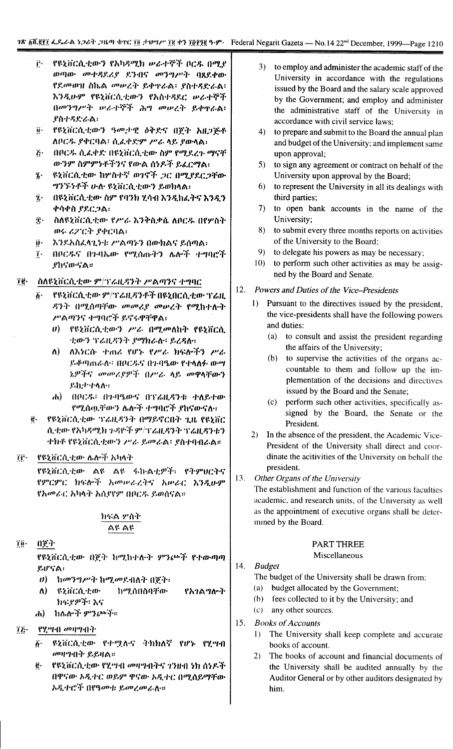፫· የዩኒቨርሲቲውን የአካዳሚክ ሠራተኞች ቦርዱ በሚያወጣው መተዳደሪያ ደንብና መንግሥት ባጸደቀው የደመወዝ ስኬል መሠረት ይቀጥራል፣ ያስተዳድራል፣ እንዲሁም የዩኒቨርሲቲውን የአስተዳደር ሠራተኞች በመንግሥት ሠራተኞች ሕግ መሠረት ይቀጥራል፣ ያስተዳድራል፣

፬· የዩኒቨርሲቲውን ዓመታዊ ዕቅድና በጀት አዘጋጅቶ ለቦርዱ ያቀርባል፣ ሲፈቀድም ሥራ ላይ ያውላል፣

፭· በቦርዱ ሲፈቀድ በዩኒቨርሲቲው ስም የሚደረጉ ማናቸውንም ስምምነቶችንና የውል ሰነዶች ይፈርማል፣

፮· ዩኒቨርሲቲው ከሦስተኛ ወገኖች ጋር በሚያደርጋቸው ግንኙነቶች ሁሉ ዩኒቨርሲቲውን ይወክላል፣

፯· በዩኒቨርሲቲው ስም የባንክ ሂሳብ እንዲከፈትና እንዲንቀሳቀስ ያደርጋል፣

፰· ስለዩኒቨርሲቲው የሥራ እንቅስቃሴ ለቦርዱ በየሦስት ወሩ ሪፖርት ያቀርባል፣

፱· እንደአስፈላጊነቱ ሥልጣኑን በውክልና ይሰጣል፣

፲· በቦርዱና በጉባኤው የሚሰጡትን ሌሎች ተግባሮች ያከናውናል።

፲፪· ስለዩኒቨርሲቲው ም/ፕሬዚዳንት ሥልጣንና ተግባር

፩· የዩኒቨርሲቲው ም/ፕሬዚዳንቶች በዩኒቨርሲቲው ፕሬዚዳንት በሚሰጣቸው መመሪያ መሠረት የሚከተሉት ሥልጣንና ተግባሮች ይኖሩዋቸዋል፣

ሀ) የዩኒቨርሲቲውን ሥራ በሚመለከት የዩኒቨርሲቲውን ፕሬዚዳንት ያማክራሉ፣ ይረዳሉ፣

ለ) ለእነርሱ ተጠሪ የሆኑ የሥራ ክፍሎችን ሥራ ይቆጣጠራሉ፣ በቦርዱና በጉባዔው የተላለፉ ውሣኔዎችና መመሪያዎች በሥራ ላይ መዋላቸውን ይከታተላሉ፣

ሐ) በቦርዱ፣ በጉባዔውና በፕሬዚዳንቱ ተለይተው የሚሰጡአቸውን ሌሎች ተግባሮች ያከናውናሉ፣

፪· የዩኒቨርሲቲው ፕሬዚዳንት በማይኖርበት ጊዜ የዩኒቨርሲቲው የአካዳሚክ ጉዳዮች ም/ፕሬዚዳንት ፕሬዚዳንቱን ተክቶ የዩኒቨርሲቲውን ሥራ ይመራል፣ ያስተባብራል።

፲፫· የዩኒቨርሲቲው ሌሎች አካላት

የዩኒቨርሲቲው ልዩ ልዩ ፋኩልቲዎች፣ የትምህርትና የምርምር ክፍሎች አመሠራረትና አሠራር እንዲሁም የአመራር አካላት አሰየየም በቦርዱ ይወሰናል።

ክፍል ሦስት
ልዩ ልዩ

፲፬· በጀት

የዩኒቨርሲቲው በጀት ከሚከተሉት ምንጮች የተውጣጣ ይሆናል፣

ሀ) ከመንግሥት ከሚመደብለት በጀት፣

ለ) ዩኒቨርሲቲው ከሚሰበስባቸው የአገልግሎት ክፍያዎች፣ እና

ሐ) ከሌሎች ምንጮች።

፲፭· የሂሣብ መዛግብት

፩· ዩኒቨርሲቲው የተሟሉና ትክክለኛ የሆኑ የሂሣብ መዛግብት ይይዛል።

፪· የዩኒቨርሲቲው የሂሣብ መዛግብትና ገንዘብ ነክ ሰነዶች በዋናው ኦዲተር ወይም ዋናው ኦዲተር በሚሰይማቸው ኦዲተሮች በየዓመቱ ይመረመራሉ።

3) to employ and administer the academic staff of the University in accordance with the regulations issued by the Board and the salary scale approved by the Government; and employ and administer the administrative staff of the University in accordance with civil service laws;

4) to prepare and submit to the Board the annual plan and budget of the University; and implement same upon approval;

5) to sign any agreement or contract on behalf of the University upon approval by the Board;

6) to represent the University in all its dealings with third parties;

7) to open bank accounts in the name of the University;

8) to submit every three months reports on activities of the University to the Board;

9) to delegate his powers as may be necessary;

10) to perform such other activities as may be assigned by the Board and Senate.

12. *Powers and Duties of the Vice-Presidents*

1) Pursuant to the directives issued by the president, the vice-presidents shall have the following powers and duties:

(a) to consult and assist the president regarding the affairs of the University;

(b) to supervise the activities of the organs accountable to them and follow up the implementation of the decisions and directives issued by the Board and the Senate;

(c) perform such other activities, specifically assigned by the Board, the Senate or the President.

2) In the absence of the president, the Academic Vice-President of the University shall direct and coordinate the acitivities of the University on behalf the president.

13. *Other Organs of the University*

The establishment and function of the various faculties academic, and research units, of the University as well as the appointment of executive organs shall be determined by the Board.

PART THREE
Miscellaneous

14. *Budget*

The budget of the University shall be drawn from:

(a) budget allocated by the Government;

(b) fees collected to it by the University; and

(c) any other sources.

15. *Books of Accounts*

1) The University shall keep complete and accurate books of account.

2) The books of account and financial documents of the University shall be audited annually by the Auditor General or by other auditors designated by him.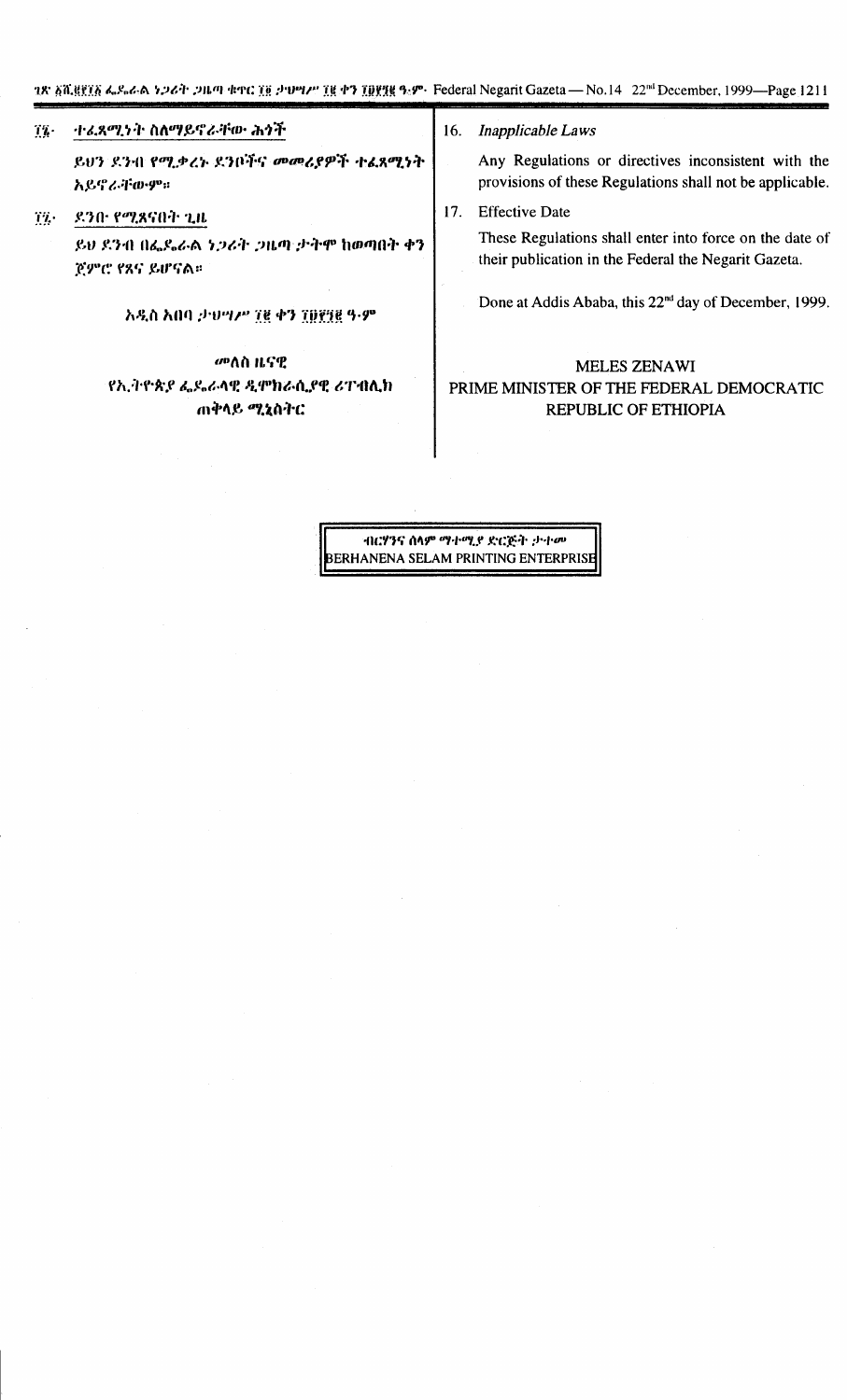፲፮· ተፈጻሚነት ስለማይኖራቸው ሕጎች

ይህን ደንብ የሚቃረኑ ደንቦችና መመሪያዎች ተፈጻሚነት አይኖራቸውም።

፲፯· ደንቡ የሚጸናበት ጊዜ

ይህ ደንብ በፌዴራል ነጋሪት ጋዜጣ ታትሞ ከወጣበት ቀን ጀምሮ የጸና ይሆናል።

አዲስ አበባ ታህሣሥ ፲፪ ቀን ፲፱፻፺፪ ዓ·ም

መለስ ዜናዊ
የኢትዮጵያ ፌዴራላዊ ዲሞክራሲያዊ ሪፐብሊክ
ጠቅላይ ሚኒስትር

16. *Inapplicable Laws*

Any Regulations or directives inconsistent with the provisions of these Regulations shall not be applicable.

17. Effective Date

These Regulations shall enter into force on the date of their publication in the Federal the Negarit Gazeta.

Done at Addis Ababa, this 22nd day of December, 1999.

MELES ZENAWI
PRIME MINISTER OF THE FEDERAL DEMOCRATIC REPUBLIC OF ETHIOPIA

ብርሃንና ሰላም ማተሚያ ድርጅት ታተመ
BERHANENA SELAM PRINTING ENTERPRISE